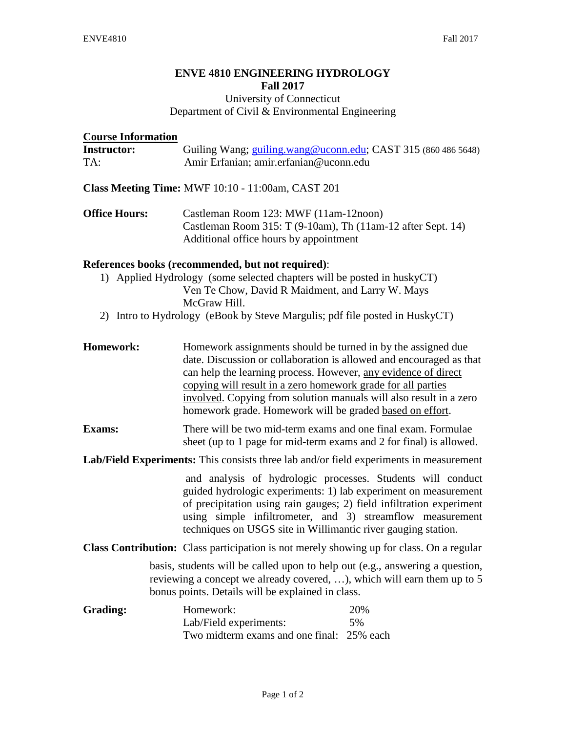# ENVE 4810 ENGINEERING HYDROLOGY
## Fall 2017

University of Connecticut
Department of Civil & Environmental Engineering

**Course Information**

**Instructor:** Guiling Wang; guiling.wang@uconn.edu; CAST 315 (860 486 5648)
TA: Amir Erfanian; amir.erfanian@uconn.edu

**Class Meeting Time:** MWF 10:10 - 11:00am, CAST 201

**Office Hours:** Castleman Room 123: MWF (11am-12noon)
Castleman Room 315: T (9-10am), Th (11am-12 after Sept. 14)
Additional office hours by appointment

**References books (recommended, but not required)**:

1) Applied Hydrology (some selected chapters will be posted in huskyCT)
   Ven Te Chow, David R Maidment, and Larry W. Mays
   McGraw Hill.
2) Intro to Hydrology (eBook by Steve Margulis; pdf file posted in HuskyCT)

**Homework:** Homework assignments should be turned in by the assigned due date. Discussion or collaboration is allowed and encouraged as that can help the learning process. However, any evidence of direct copying will result in a zero homework grade for all parties involved. Copying from solution manuals will also result in a zero homework grade. Homework will be graded based on effort.

**Exams:** There will be two mid-term exams and one final exam. Formulae sheet (up to 1 page for mid-term exams and 2 for final) is allowed.

**Lab/Field Experiments:** This consists three lab and/or field experiments in measurement and analysis of hydrologic processes. Students will conduct guided hydrologic experiments: 1) lab experiment on measurement of precipitation using rain gauges; 2) field infiltration experiment using simple infiltrometer, and 3) streamflow measurement techniques on USGS site in Willimantic river gauging station.

**Class Contribution:** Class participation is not merely showing up for class. On a regular basis, students will be called upon to help out (e.g., answering a question, reviewing a concept we already covered, …), which will earn them up to 5 bonus points. Details will be explained in class.

**Grading:**

| | |
|---|---|
| Homework: | 20% |
| Lab/Field experiments: | 5% |
| Two midterm exams and one final: | 25% each |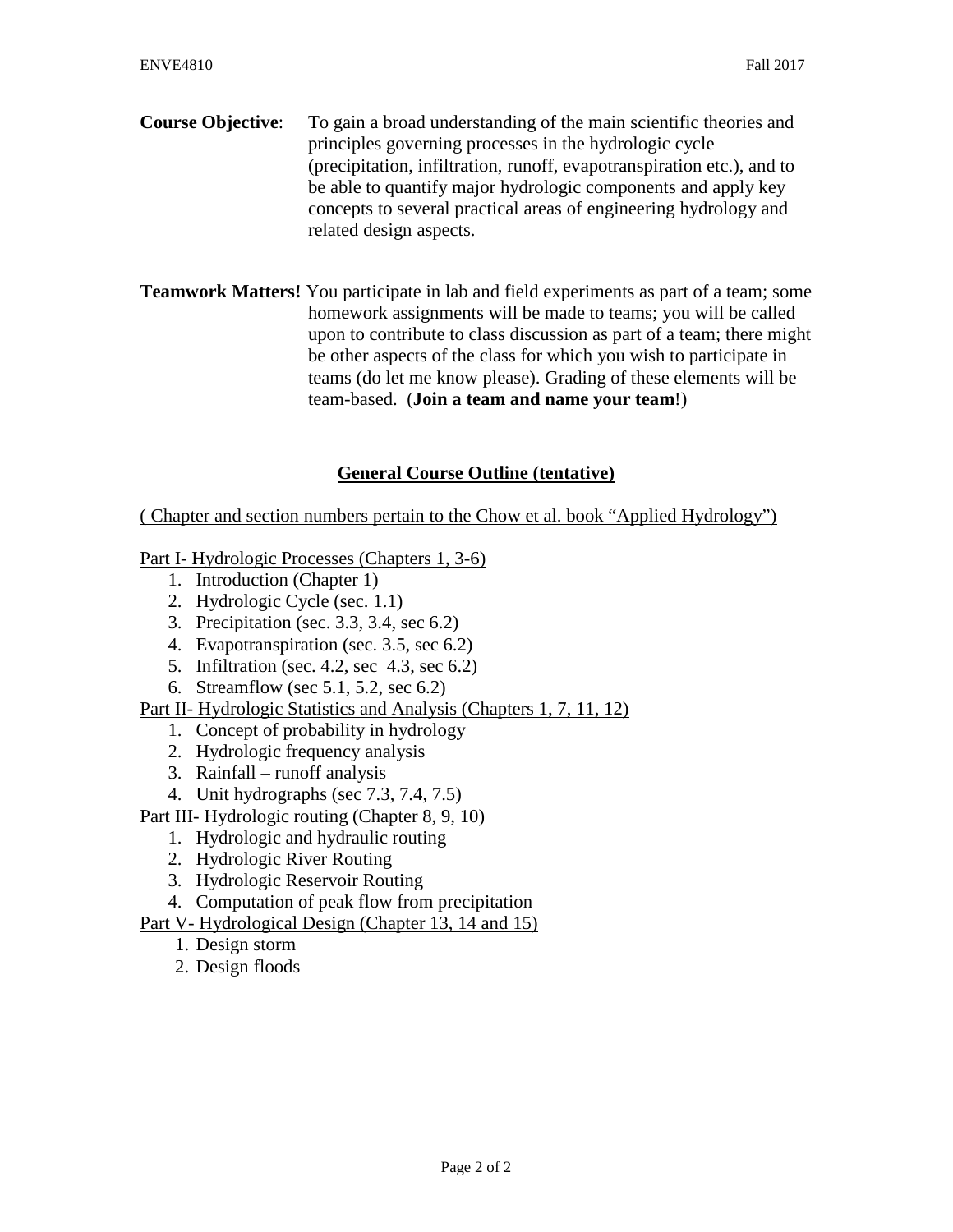**Course Objective**: To gain a broad understanding of the main scientific theories and principles governing processes in the hydrologic cycle (precipitation, infiltration, runoff, evapotranspiration etc.), and to be able to quantify major hydrologic components and apply key concepts to several practical areas of engineering hydrology and related design aspects.

**Teamwork Matters!** You participate in lab and field experiments as part of a team; some homework assignments will be made to teams; you will be called upon to contribute to class discussion as part of a team; there might be other aspects of the class for which you wish to participate in teams (do let me know please). Grading of these elements will be team-based. (**Join a team and name your team**!)

## General Course Outline (tentative)

( Chapter and section numbers pertain to the Chow et al. book "Applied Hydrology")

Part I- Hydrologic Processes (Chapters 1, 3-6)

1. Introduction (Chapter 1)
2. Hydrologic Cycle (sec. 1.1)
3. Precipitation (sec. 3.3, 3.4, sec 6.2)
4. Evapotranspiration (sec. 3.5, sec 6.2)
5. Infiltration (sec. 4.2, sec 4.3, sec 6.2)
6. Streamflow (sec 5.1, 5.2, sec 6.2)

Part II- Hydrologic Statistics and Analysis (Chapters 1, 7, 11, 12)

1. Concept of probability in hydrology
2. Hydrologic frequency analysis
3. Rainfall – runoff analysis
4. Unit hydrographs (sec 7.3, 7.4, 7.5)

Part III- Hydrologic routing (Chapter 8, 9, 10)

1. Hydrologic and hydraulic routing
2. Hydrologic River Routing
3. Hydrologic Reservoir Routing
4. Computation of peak flow from precipitation

Part V- Hydrological Design (Chapter 13, 14 and 15)

1. Design storm
2. Design floods